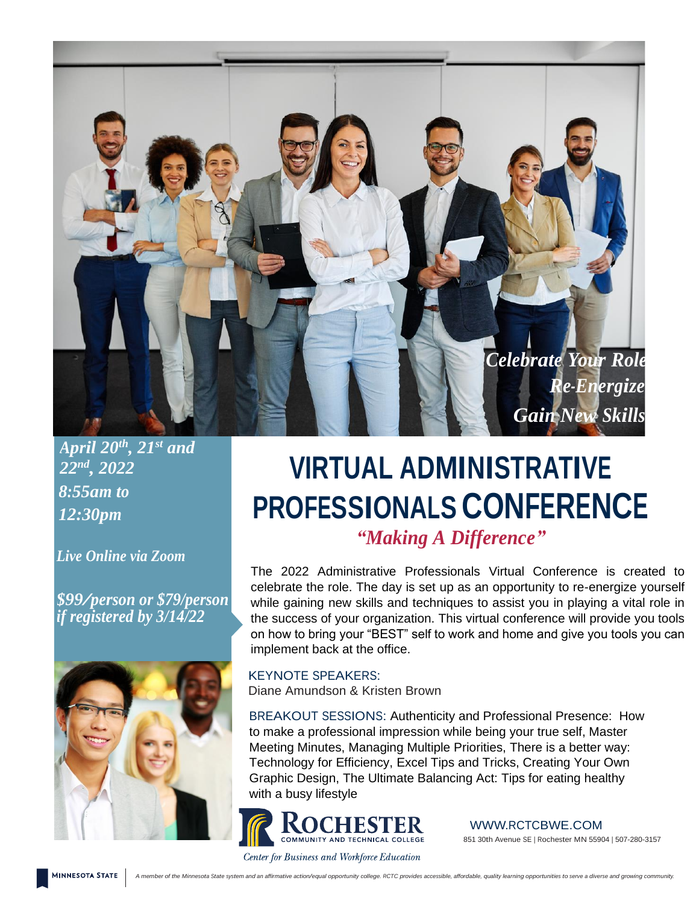*Celebrate Your Role*
*Re-Energize*
*Gain New Skills*

***April 20th, 21st and 22nd, 2022***
***8:55am to 12:30pm***

***Live Online via Zoom***

***$99/person or $79/person if registered by 3/14/22***

# VIRTUAL ADMINISTRATIVE PROFESSIONALS CONFERENCE

## *"Making A Difference"*

The 2022 Administrative Professionals Virtual Conference is created to celebrate the role. The day is set up as an opportunity to re-energize yourself while gaining new skills and techniques to assist you in playing a vital role in the success of your organization. This virtual conference will provide you tools on how to bring your "BEST" self to work and home and give you tools you can implement back at the office.

KEYNOTE SPEAKERS:
Diane Amundson & Kristen Brown

BREAKOUT SESSIONS: Authenticity and Professional Presence: How to make a professional impression while being your true self, Master Meeting Minutes, Managing Multiple Priorities, There is a better way: Technology for Efficiency, Excel Tips and Tricks, Creating Your Own Graphic Design, The Ultimate Balancing Act: Tips for eating healthy with a busy lifestyle

ROCHESTER COMMUNITY AND TECHNICAL COLLEGE
*Center for Business and Workforce Education*

WWW.RCTCBWE.COM
851 30th Avenue SE | Rochester MN 55904 | 507-280-3157

MINNESOTA STATE | *A member of the Minnesota State system and an affirmative action/equal opportunity college. RCTC provides accessible, affordable, quality learning opportunities to serve a diverse and growing community.*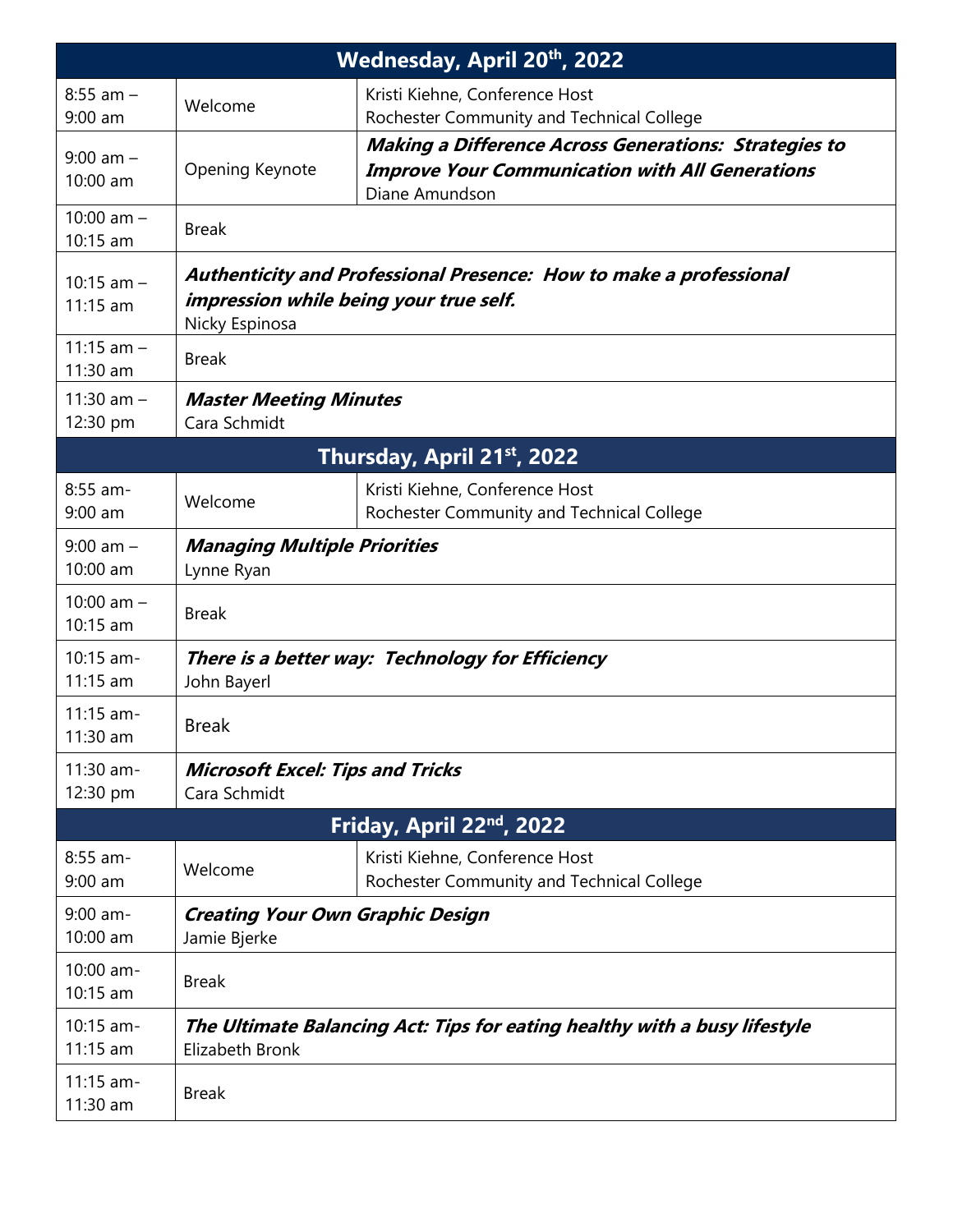| Wednesday, April 20th, 2022 | | |
|---|---|---|
| 8:55 am – 9:00 am | Welcome | Kristi Kiehne, Conference Host<br>Rochester Community and Technical College |
| 9:00 am – 10:00 am | Opening Keynote | ***Making a Difference Across Generations: Strategies to Improve Your Communication with All Generations***<br>Diane Amundson |
| 10:00 am – 10:15 am | Break | |
| 10:15 am – 11:15 am | ***Authenticity and Professional Presence: How to make a professional impression while being your true self.***<br>Nicky Espinosa | |
| 11:15 am – 11:30 am | Break | |
| 11:30 am – 12:30 pm | ***Master Meeting Minutes***<br>Cara Schmidt | |
| **Thursday, April 21st, 2022** | | |
| 8:55 am- 9:00 am | Welcome | Kristi Kiehne, Conference Host<br>Rochester Community and Technical College |
| 9:00 am – 10:00 am | ***Managing Multiple Priorities***<br>Lynne Ryan | |
| 10:00 am – 10:15 am | Break | |
| 10:15 am- 11:15 am | ***There is a better way: Technology for Efficiency***<br>John Bayerl | |
| 11:15 am- 11:30 am | Break | |
| 11:30 am- 12:30 pm | ***Microsoft Excel: Tips and Tricks***<br>Cara Schmidt | |
| **Friday, April 22nd, 2022** | | |
| 8:55 am- 9:00 am | Welcome | Kristi Kiehne, Conference Host<br>Rochester Community and Technical College |
| 9:00 am- 10:00 am | ***Creating Your Own Graphic Design***<br>Jamie Bjerke | |
| 10:00 am- 10:15 am | Break | |
| 10:15 am- 11:15 am | ***The Ultimate Balancing Act: Tips for eating healthy with a busy lifestyle***<br>Elizabeth Bronk | |
| 11:15 am- 11:30 am | Break | |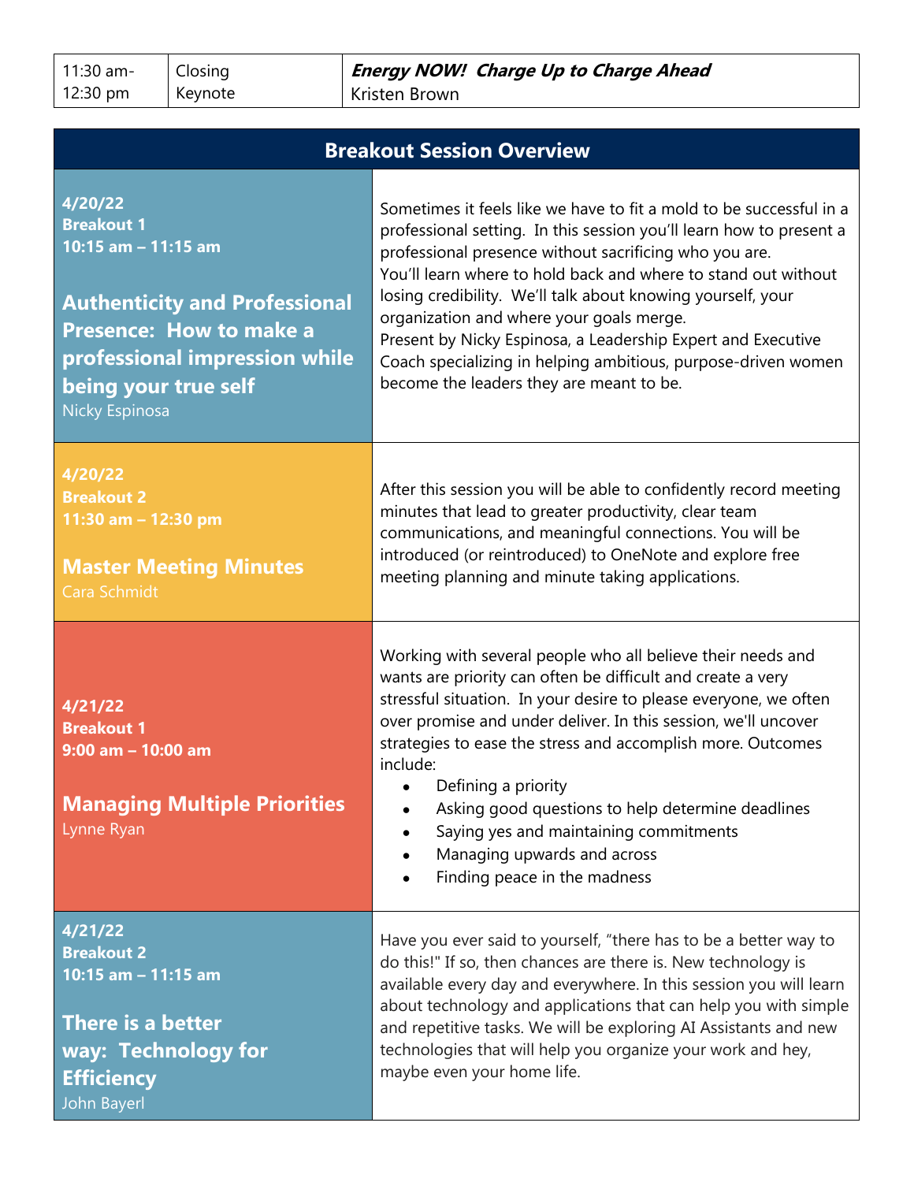| 11:30 am-12:30 pm | Closing Keynote | ***Energy NOW! Charge Up to Charge Ahead*** Kristen Brown |
|---|---|---|

| Breakout Session Overview | |
|---|---|
| **4/20/22**<br>**Breakout 1**<br>**10:15 am – 11:15 am**<br><br>**Authenticity and Professional Presence: How to make a professional impression while being your true self**<br>Nicky Espinosa | Sometimes it feels like we have to fit a mold to be successful in a professional setting. In this session you'll learn how to present a professional presence without sacrificing who you are.<br>You'll learn where to hold back and where to stand out without losing credibility. We'll talk about knowing yourself, your organization and where your goals merge.<br>Present by Nicky Espinosa, a Leadership Expert and Executive Coach specializing in helping ambitious, purpose-driven women become the leaders they are meant to be. |
| **4/20/22**<br>**Breakout 2**<br>**11:30 am – 12:30 pm**<br><br>**Master Meeting Minutes**<br>Cara Schmidt | After this session you will be able to confidently record meeting minutes that lead to greater productivity, clear team communications, and meaningful connections. You will be introduced (or reintroduced) to OneNote and explore free meeting planning and minute taking applications. |
| **4/21/22**<br>**Breakout 1**<br>**9:00 am – 10:00 am**<br><br>**Managing Multiple Priorities**<br>Lynne Ryan | Working with several people who all believe their needs and wants are priority can often be difficult and create a very stressful situation. In your desire to please everyone, we often over promise and under deliver. In this session, we'll uncover strategies to ease the stress and accomplish more. Outcomes include:<br>• Defining a priority<br>• Asking good questions to help determine deadlines<br>• Saying yes and maintaining commitments<br>• Managing upwards and across<br>• Finding peace in the madness |
| **4/21/22**<br>**Breakout 2**<br>**10:15 am – 11:15 am**<br><br>**There is a better way: Technology for Efficiency**<br>John Bayerl | Have you ever said to yourself, "there has to be a better way to do this!" If so, then chances are there is. New technology is available every day and everywhere. In this session you will learn about technology and applications that can help you with simple and repetitive tasks. We will be exploring AI Assistants and new technologies that will help you organize your work and hey, maybe even your home life. |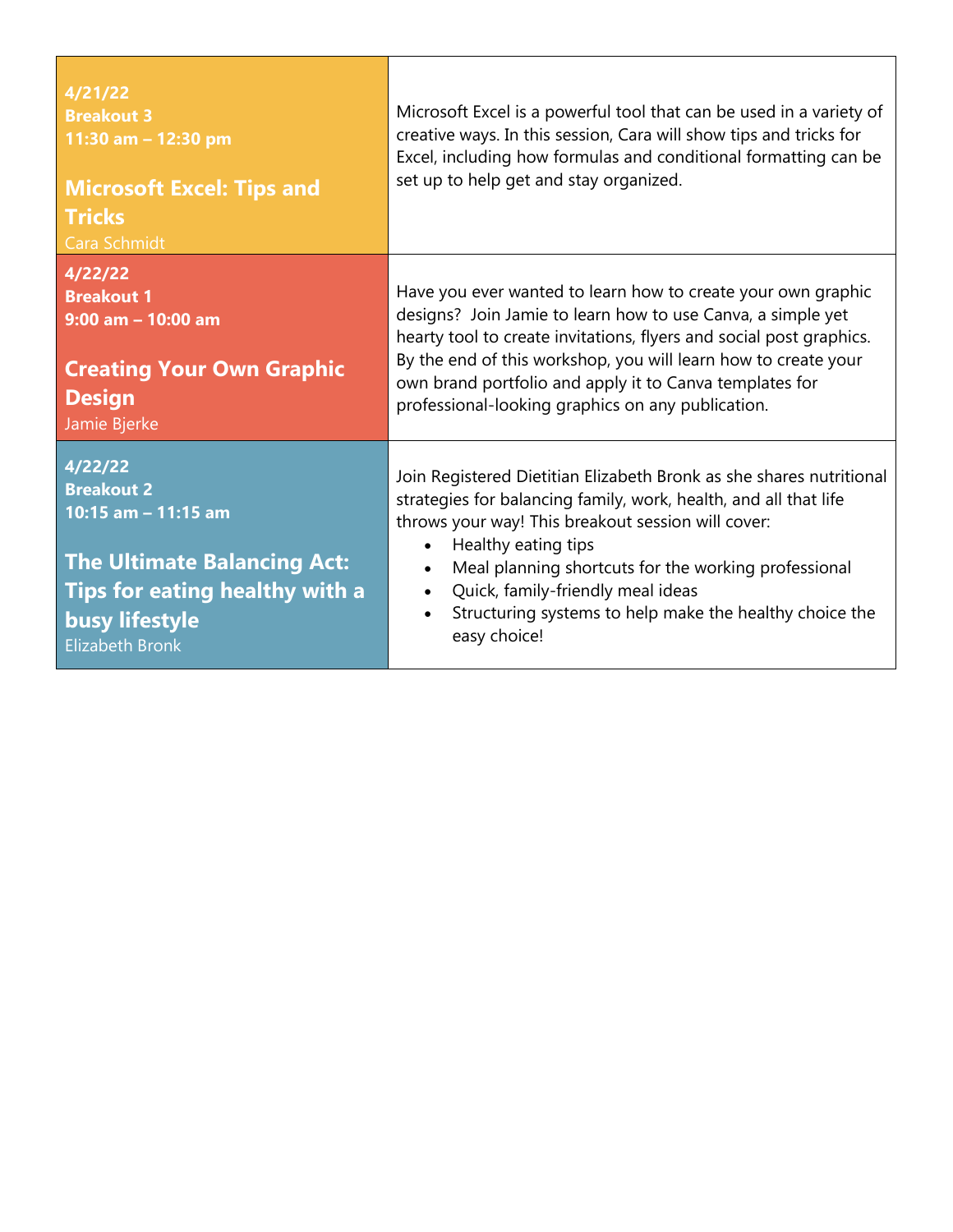| Session | Description |
|---|---|
| **4/21/22**<br>**Breakout 3**<br>**11:30 am – 12:30 pm**<br><br>**Microsoft Excel: Tips and Tricks**<br>Cara Schmidt | Microsoft Excel is a powerful tool that can be used in a variety of creative ways. In this session, Cara will show tips and tricks for Excel, including how formulas and conditional formatting can be set up to help get and stay organized. |
| **4/22/22**<br>**Breakout 1**<br>**9:00 am – 10:00 am**<br><br>**Creating Your Own Graphic Design**<br>Jamie Bjerke | Have you ever wanted to learn how to create your own graphic designs? Join Jamie to learn how to use Canva, a simple yet hearty tool to create invitations, flyers and social post graphics. By the end of this workshop, you will learn how to create your own brand portfolio and apply it to Canva templates for professional-looking graphics on any publication. |
| **4/22/22**<br>**Breakout 2**<br>**10:15 am – 11:15 am**<br><br>**The Ultimate Balancing Act: Tips for eating healthy with a busy lifestyle**<br>Elizabeth Bronk | Join Registered Dietitian Elizabeth Bronk as she shares nutritional strategies for balancing family, work, health, and all that life throws your way! This breakout session will cover:<br>• Healthy eating tips<br>• Meal planning shortcuts for the working professional<br>• Quick, family-friendly meal ideas<br>• Structuring systems to help make the healthy choice the easy choice! |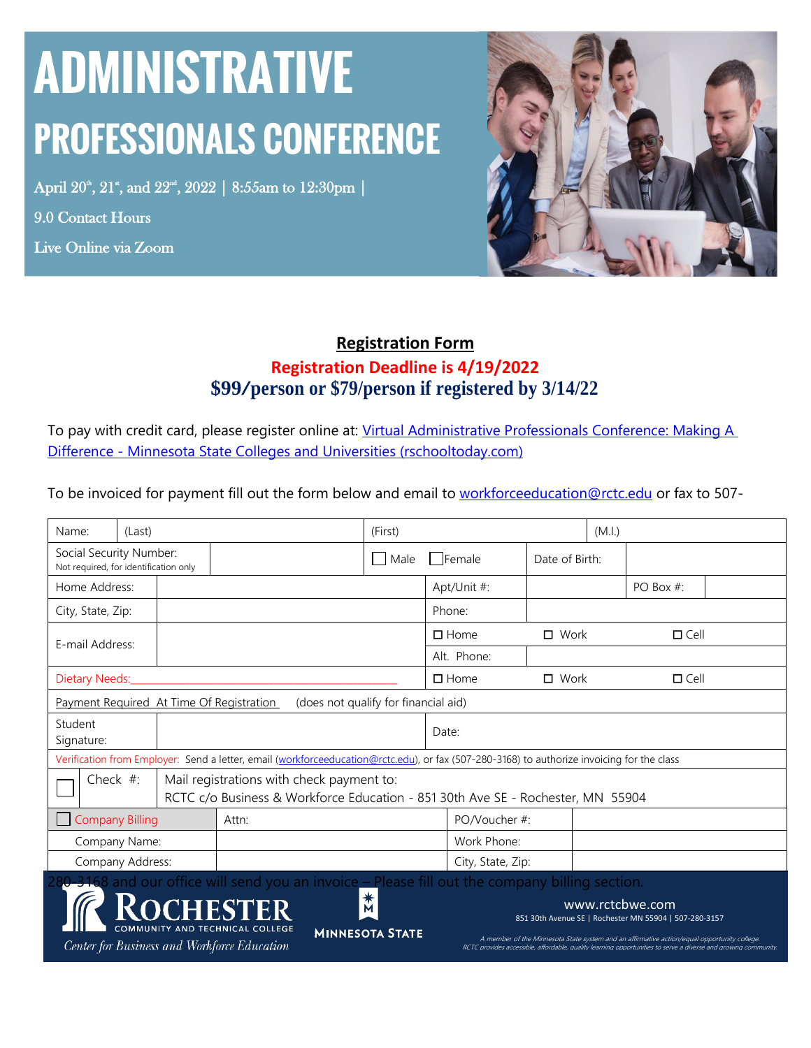# ADMINISTRATIVE PROFESSIONALS CONFERENCE

April 20th, 21st, and 22nd, 2022 | 8:55am to 12:30pm |

9.0 Contact Hours

Live Online via Zoom

## Registration Form

**Registration Deadline is 4/19/2022**

**$99/person or $79/person if registered by 3/14/22**

To pay with credit card, please register online at: Virtual Administrative Professionals Conference: Making A Difference - Minnesota State Colleges and Universities (rschooltoday.com)

To be invoiced for payment fill out the form below and email to workforceeducation@rctc.edu or fax to 507-280-3168 and our office will send you an invoice – Please fill out the company billing section.

| | | | | | |
|---|---|---|---|---|---|
| Name: (Last) | | (First) | | (M.I.) | |
| Social Security Number: Not required, for identification only | | ☐ Male ☐ Female | | Date of Birth: | |
| Home Address: | | Apt/Unit #: | | PO Box #: | |
| City, State, Zip: | | Phone: | | | |
| E-mail Address: | | ☐ Home | ☐ Work | ☐ Cell | |
| | | Alt. Phone: | | | |
| Dietary Needs:___ | | ☐ Home | ☐ Work | ☐ Cell | |
| Payment Required At Time Of Registration (does not qualify for financial aid) | | | | | |
| Student Signature: | | Date: | | | |
| Verification from Employer: Send a letter, email (workforceeducation@rctc.edu), or fax (507-280-3168) to authorize invoicing for the class | | | | | |
| ☐ Check #: | Mail registrations with check payment to: RCTC c/o Business & Workforce Education - 851 30th Ave SE - Rochester, MN 55904 | | | | |
| ☐ Company Billing | Attn: | PO/Voucher #: | | | |
| Company Name: | | Work Phone: | | | |
| Company Address: | | City, State, Zip: | | | |

ROCHESTER COMMUNITY AND TECHNICAL COLLEGE
Center for Business and Workforce Education

MINNESOTA STATE

www.rctcbwe.com
851 30th Avenue SE | Rochester MN 55904 | 507-280-3157

*A member of the Minnesota State system and an affirmative action/equal opportunity college. RCTC provides accessible, affordable, quality learning opportunities to serve a diverse and growing community.*